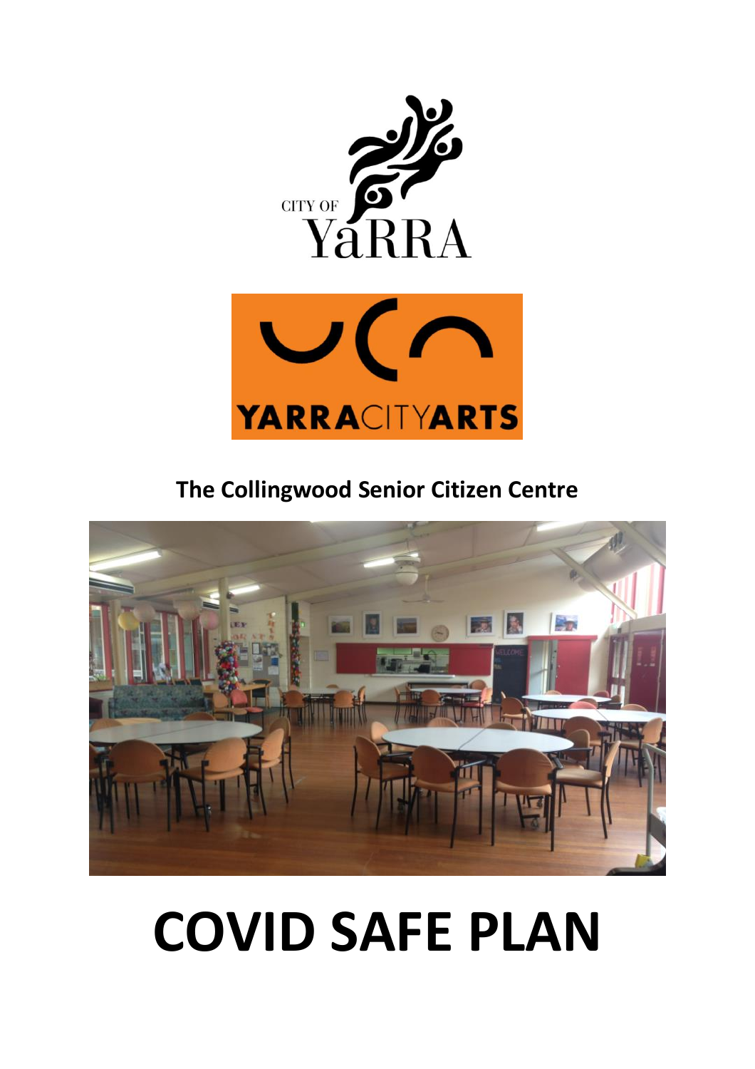CITY OF YaRRA

YARRACITYARTS

**The Collingwood Senior Citizen Centre**

# COVID SAFE PLAN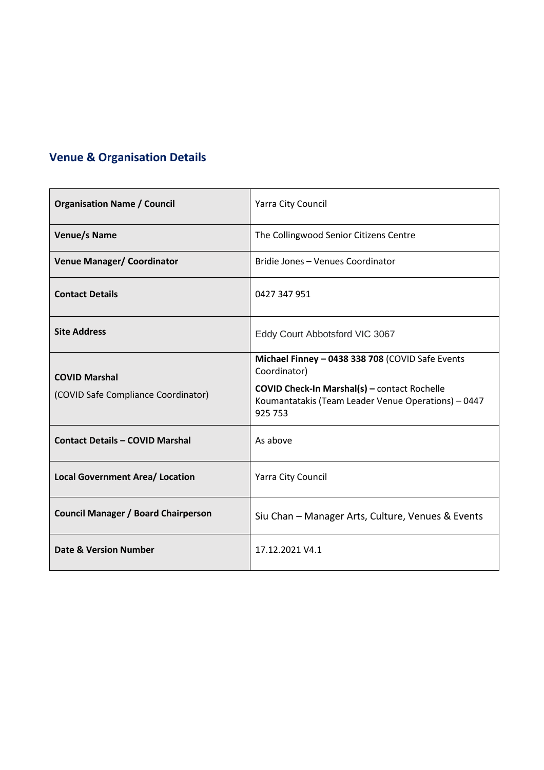## Venue & Organisation Details

| **Organisation Name / Council** | Yarra City Council |
|---|---|
| **Venue/s Name** | The Collingwood Senior Citizens Centre |
| **Venue Manager/ Coordinator** | Bridie Jones – Venues Coordinator |
| **Contact Details** | 0427 347 951 |
| **Site Address** | Eddy Court Abbotsford VIC 3067 |
| **COVID Marshal** (COVID Safe Compliance Coordinator) | **Michael Finney – 0438 338 708** (COVID Safe Events Coordinator) **COVID Check-In Marshal(s) –** contact Rochelle Koumantatakis (Team Leader Venue Operations) – 0447 925 753 |
| **Contact Details – COVID Marshal** | As above |
| **Local Government Area/ Location** | Yarra City Council |
| **Council Manager / Board Chairperson** | Siu Chan – Manager Arts, Culture, Venues & Events |
| **Date & Version Number** | 17.12.2021 V4.1 |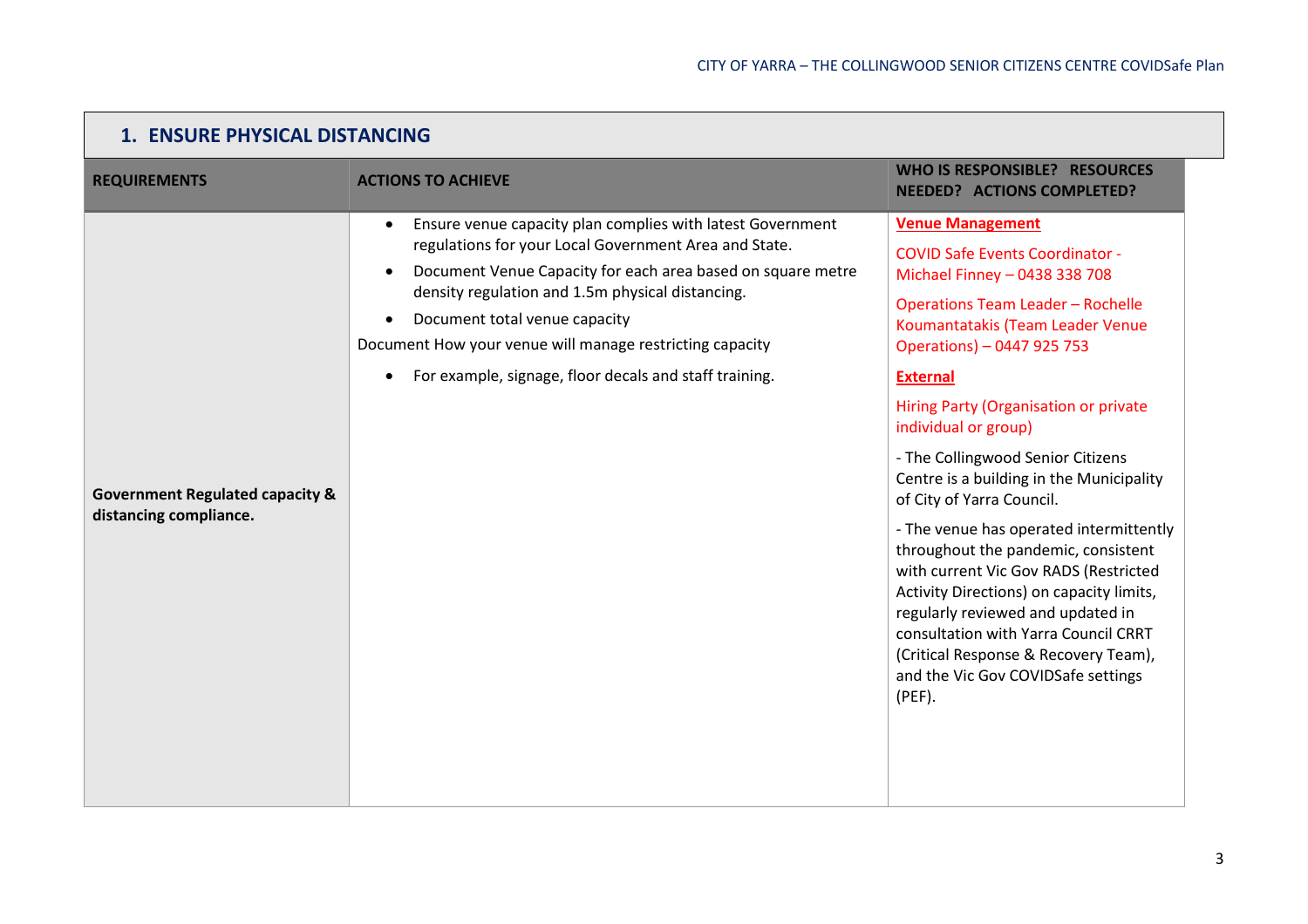## 1. ENSURE PHYSICAL DISTANCING

| REQUIREMENTS | ACTIONS TO ACHIEVE | WHO IS RESPONSIBLE? RESOURCES NEEDED? ACTIONS COMPLETED? |
|---|---|---|
| **Government Regulated capacity & distancing compliance.** | • Ensure venue capacity plan complies with latest Government regulations for your Local Government Area and State.<br>• Document Venue Capacity for each area based on square metre density regulation and 1.5m physical distancing.<br>• Document total venue capacity<br>Document How your venue will manage restricting capacity<br>• For example, signage, floor decals and staff training. | **Venue Management**<br>COVID Safe Events Coordinator - Michael Finney – 0438 338 708<br>Operations Team Leader – Rochelle Koumantatakis (Team Leader Venue Operations) – 0447 925 753<br>**External**<br>Hiring Party (Organisation or private individual or group)<br>- The Collingwood Senior Citizens Centre is a building in the Municipality of City of Yarra Council.<br>- The venue has operated intermittently throughout the pandemic, consistent with current Vic Gov RADS (Restricted Activity Directions) on capacity limits, regularly reviewed and updated in consultation with Yarra Council CRRT (Critical Response & Recovery Team), and the Vic Gov COVIDSafe settings (PEF). |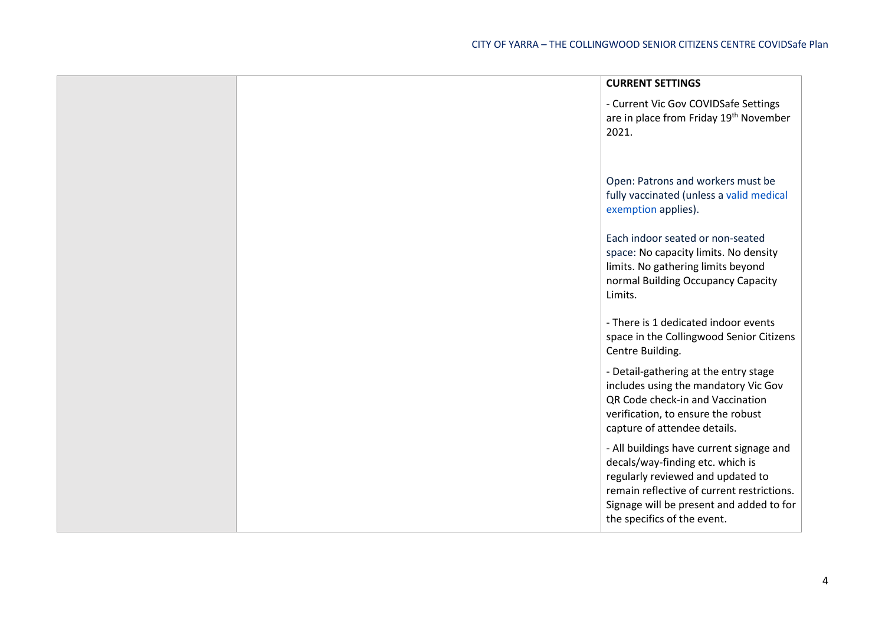| | | **CURRENT SETTINGS**<br><br>- Current Vic Gov COVIDSafe Settings are in place from Friday 19th November 2021.<br><br>Open: Patrons and workers must be fully vaccinated (unless a valid medical exemption applies).<br><br>Each indoor seated or non-seated space: No capacity limits. No density limits. No gathering limits beyond normal Building Occupancy Capacity Limits.<br><br>- There is 1 dedicated indoor events space in the Collingwood Senior Citizens Centre Building.<br><br>- Detail-gathering at the entry stage includes using the mandatory Vic Gov QR Code check-in and Vaccination verification, to ensure the robust capture of attendee details.<br><br>- All buildings have current signage and decals/way-finding etc. which is regularly reviewed and updated to remain reflective of current restrictions. Signage will be present and added to for the specifics of the event. |
|---|---|---|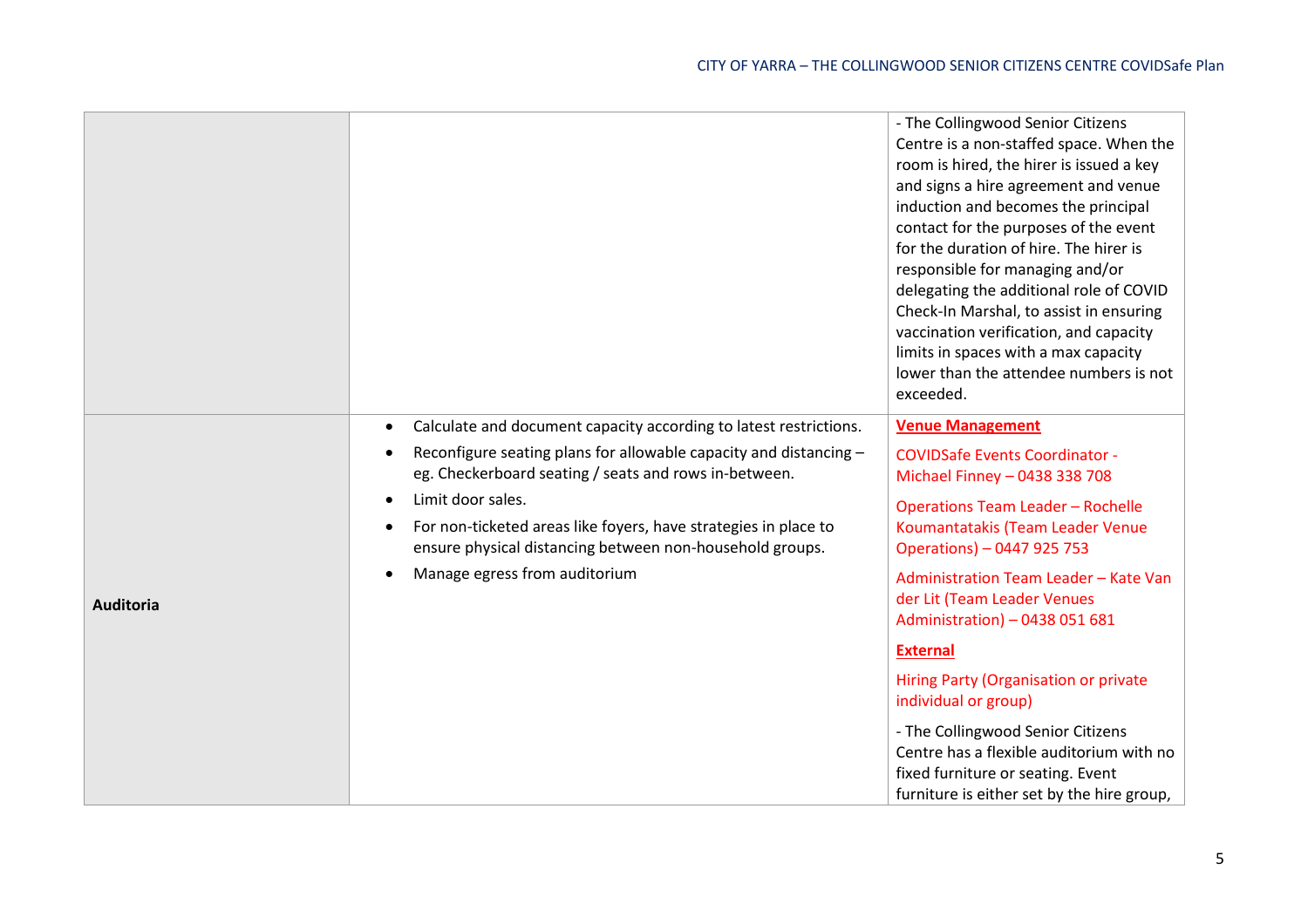| | | |
|---|---|---|
| | | - The Collingwood Senior Citizens Centre is a non-staffed space. When the room is hired, the hirer is issued a key and signs a hire agreement and venue induction and becomes the principal contact for the purposes of the event for the duration of hire. The hirer is responsible for managing and/or delegating the additional role of COVID Check-In Marshal, to assist in ensuring vaccination verification, and capacity limits in spaces with a max capacity lower than the attendee numbers is not exceeded. |
| **Auditoria** | • Calculate and document capacity according to latest restrictions.<br>• Reconfigure seating plans for allowable capacity and distancing – eg. Checkerboard seating / seats and rows in-between.<br>• Limit door sales.<br>• For non-ticketed areas like foyers, have strategies in place to ensure physical distancing between non-household groups.<br>• Manage egress from auditorium | **Venue Management**<br>COVIDSafe Events Coordinator - Michael Finney – 0438 338 708<br>Operations Team Leader – Rochelle Koumantatakis (Team Leader Venue Operations) – 0447 925 753<br>Administration Team Leader – Kate Van der Lit (Team Leader Venues Administration) – 0438 051 681<br>**External**<br>Hiring Party (Organisation or private individual or group)<br>- The Collingwood Senior Citizens Centre has a flexible auditorium with no fixed furniture or seating. Event furniture is either set by the hire group, |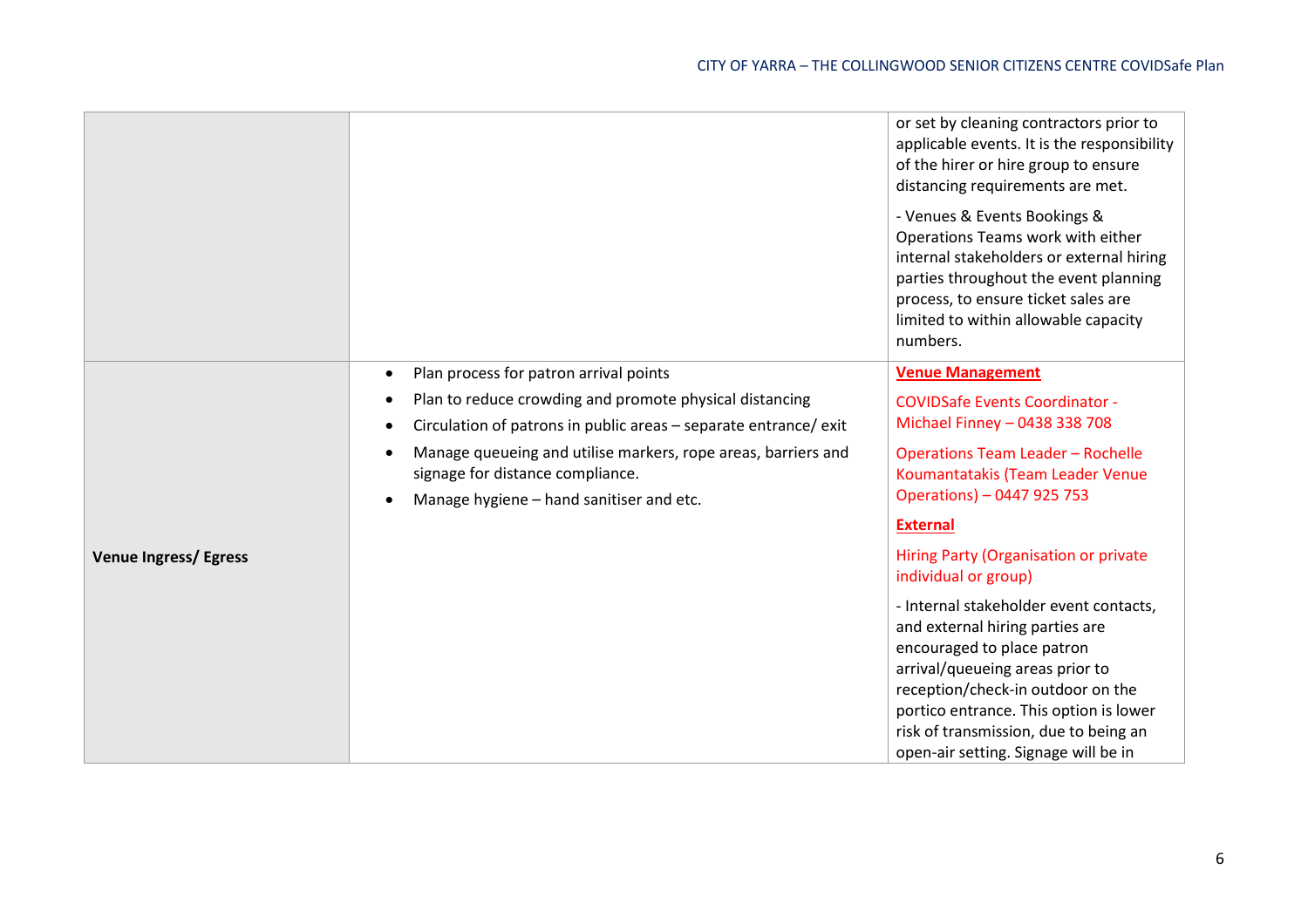| | | |
|---|---|---|
| | | or set by cleaning contractors prior to applicable events. It is the responsibility of the hirer or hire group to ensure distancing requirements are met.<br><br>- Venues & Events Bookings & Operations Teams work with either internal stakeholders or external hiring parties throughout the event planning process, to ensure ticket sales are limited to within allowable capacity numbers. |
| **Venue Ingress/ Egress** | • Plan process for patron arrival points<br>• Plan to reduce crowding and promote physical distancing<br>• Circulation of patrons in public areas – separate entrance/ exit<br>• Manage queueing and utilise markers, rope areas, barriers and signage for distance compliance.<br>• Manage hygiene – hand sanitiser and etc. | **Venue Management**<br><br>COVIDSafe Events Coordinator - Michael Finney – 0438 338 708<br><br>Operations Team Leader – Rochelle Koumantatakis (Team Leader Venue Operations) – 0447 925 753<br><br>**External**<br><br>Hiring Party (Organisation or private individual or group)<br><br>- Internal stakeholder event contacts, and external hiring parties are encouraged to place patron arrival/queueing areas prior to reception/check-in outdoor on the portico entrance. This option is lower risk of transmission, due to being an open-air setting. Signage will be in |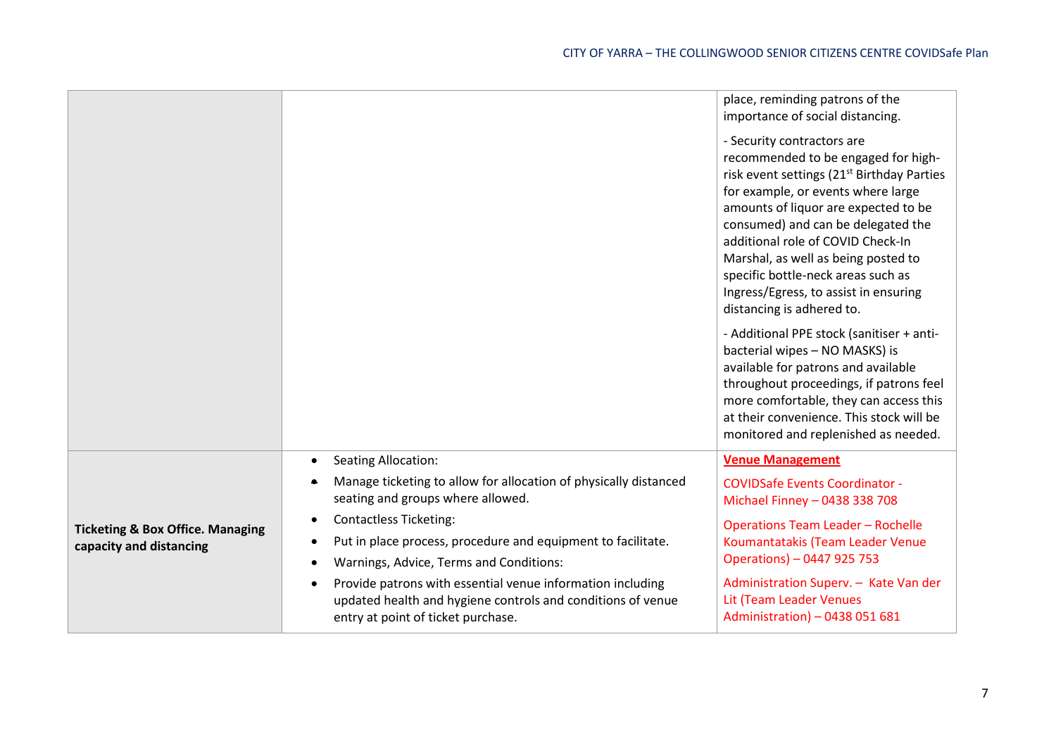| | | |
|---|---|---|
| | | place, reminding patrons of the importance of social distancing.<br><br>- Security contractors are recommended to be engaged for high-risk event settings (21st Birthday Parties for example, or events where large amounts of liquor are expected to be consumed) and can be delegated the additional role of COVID Check-In Marshal, as well as being posted to specific bottle-neck areas such as Ingress/Egress, to assist in ensuring distancing is adhered to.<br><br>- Additional PPE stock (sanitiser + anti-bacterial wipes – NO MASKS) is available for patrons and available throughout proceedings, if patrons feel more comfortable, they can access this at their convenience. This stock will be monitored and replenished as needed. |
| **Ticketing & Box Office. Managing capacity and distancing** | • Seating Allocation:<br>• Manage ticketing to allow for allocation of physically distanced seating and groups where allowed.<br>• Contactless Ticketing:<br>• Put in place process, procedure and equipment to facilitate.<br>• Warnings, Advice, Terms and Conditions:<br>• Provide patrons with essential venue information including updated health and hygiene controls and conditions of venue entry at point of ticket purchase. | **Venue Management**<br><br>COVIDSafe Events Coordinator - Michael Finney – 0438 338 708<br><br>Operations Team Leader – Rochelle Koumantatakis (Team Leader Venue Operations) – 0447 925 753<br><br>Administration Superv. – Kate Van der Lit (Team Leader Venues Administration) – 0438 051 681 |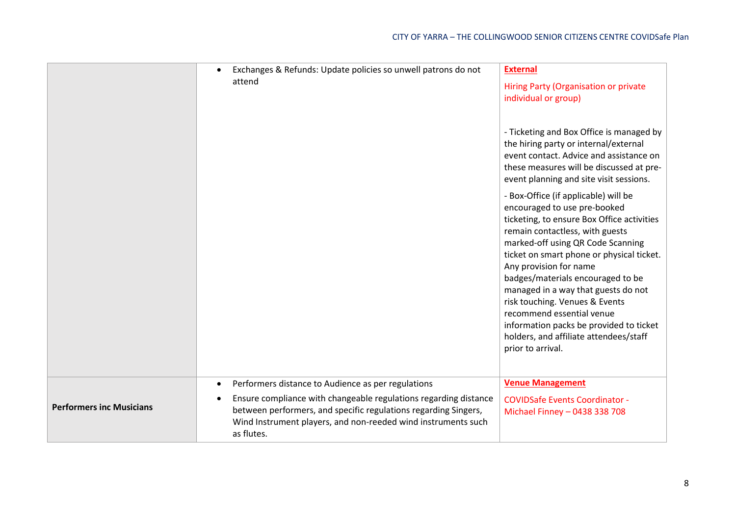| | | |
|---|---|---|
| | • Exchanges & Refunds: Update policies so unwell patrons do not attend | **External**<br><br>Hiring Party (Organisation or private individual or group)<br><br>- Ticketing and Box Office is managed by the hiring party or internal/external event contact. Advice and assistance on these measures will be discussed at pre-event planning and site visit sessions.<br><br>- Box-Office (if applicable) will be encouraged to use pre-booked ticketing, to ensure Box Office activities remain contactless, with guests marked-off using QR Code Scanning ticket on smart phone or physical ticket. Any provision for name badges/materials encouraged to be managed in a way that guests do not risk touching. Venues & Events recommend essential venue information packs be provided to ticket holders, and affiliate attendees/staff prior to arrival. |
| **Performers inc Musicians** | • Performers distance to Audience as per regulations<br>• Ensure compliance with changeable regulations regarding distance between performers, and specific regulations regarding Singers, Wind Instrument players, and non-reeded wind instruments such as flutes. | **Venue Management**<br><br>COVIDSafe Events Coordinator - Michael Finney – 0438 338 708 |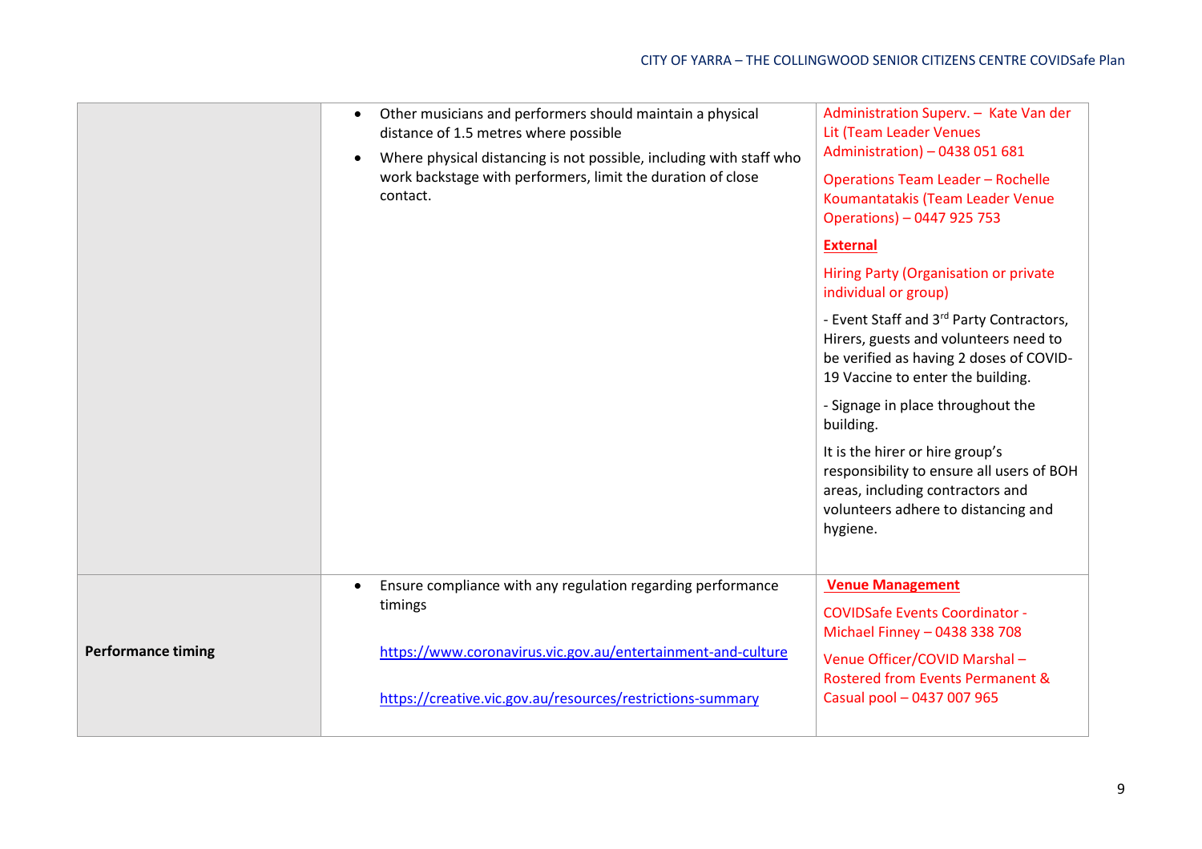| | | |
|---|---|---|
| | • Other musicians and performers should maintain a physical distance of 1.5 metres where possible<br>• Where physical distancing is not possible, including with staff who work backstage with performers, limit the duration of close contact. | Administration Superv. – Kate Van der Lit (Team Leader Venues Administration) – 0438 051 681<br><br>Operations Team Leader – Rochelle Koumantatakis (Team Leader Venue Operations) – 0447 925 753<br><br>**External**<br><br>Hiring Party (Organisation or private individual or group)<br><br>- Event Staff and 3rd Party Contractors, Hirers, guests and volunteers need to be verified as having 2 doses of COVID-19 Vaccine to enter the building.<br><br>- Signage in place throughout the building.<br><br>It is the hirer or hire group's responsibility to ensure all users of BOH areas, including contractors and volunteers adhere to distancing and hygiene. |
| **Performance timing** | • Ensure compliance with any regulation regarding performance timings<br><br>https://www.coronavirus.vic.gov.au/entertainment-and-culture<br><br>https://creative.vic.gov.au/resources/restrictions-summary | **Venue Management**<br><br>COVIDSafe Events Coordinator - Michael Finney – 0438 338 708<br><br>Venue Officer/COVID Marshal – Rostered from Events Permanent & Casual pool – 0437 007 965 |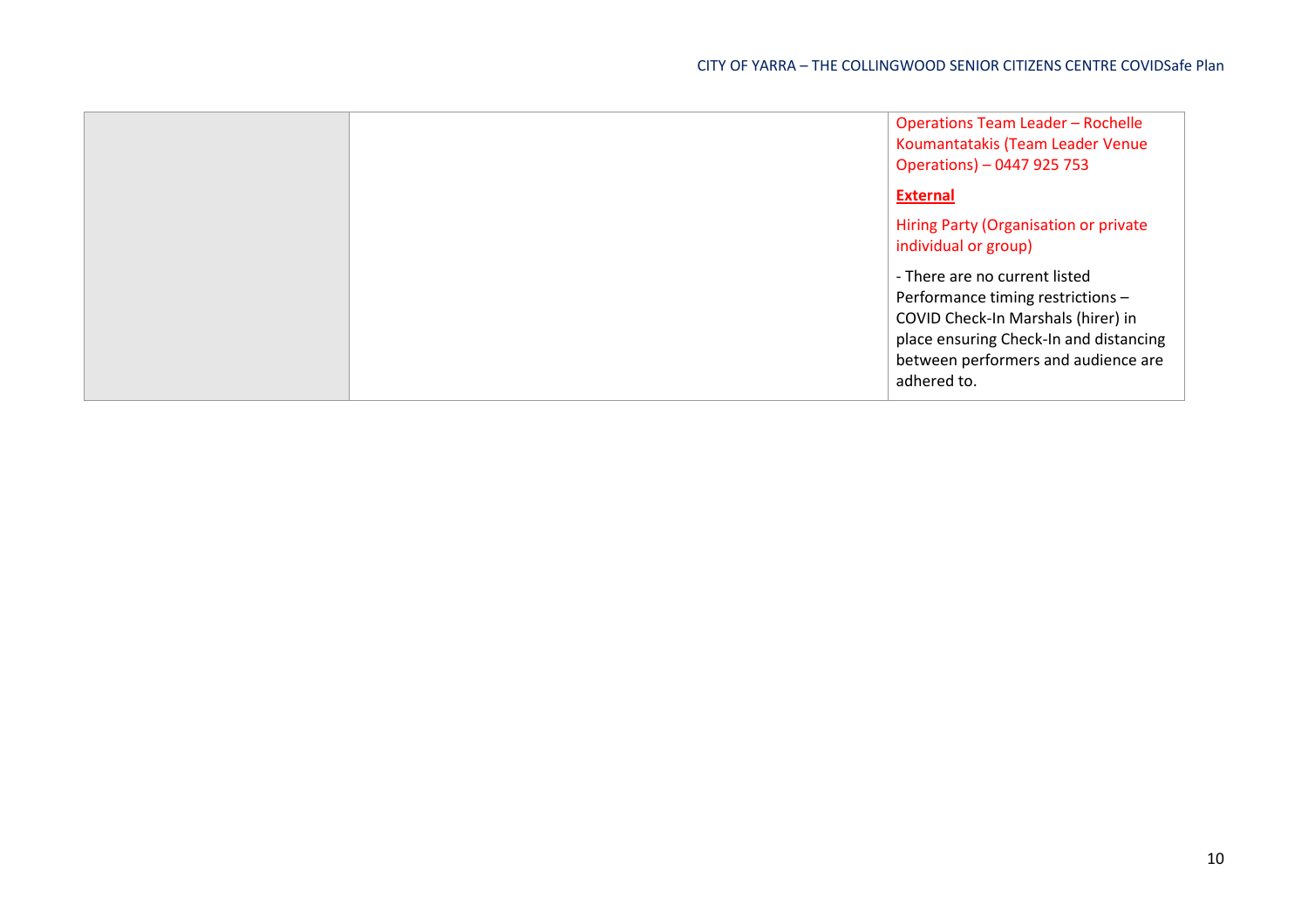|  |  | Operations Team Leader – Rochelle Koumantatakis (Team Leader Venue Operations) – 0447 925 753<br><br>**External**<br><br>Hiring Party (Organisation or private individual or group)<br><br>- There are no current listed Performance timing restrictions – COVID Check-In Marshals (hirer) in place ensuring Check-In and distancing between performers and audience are adhered to. |
|---|---|---|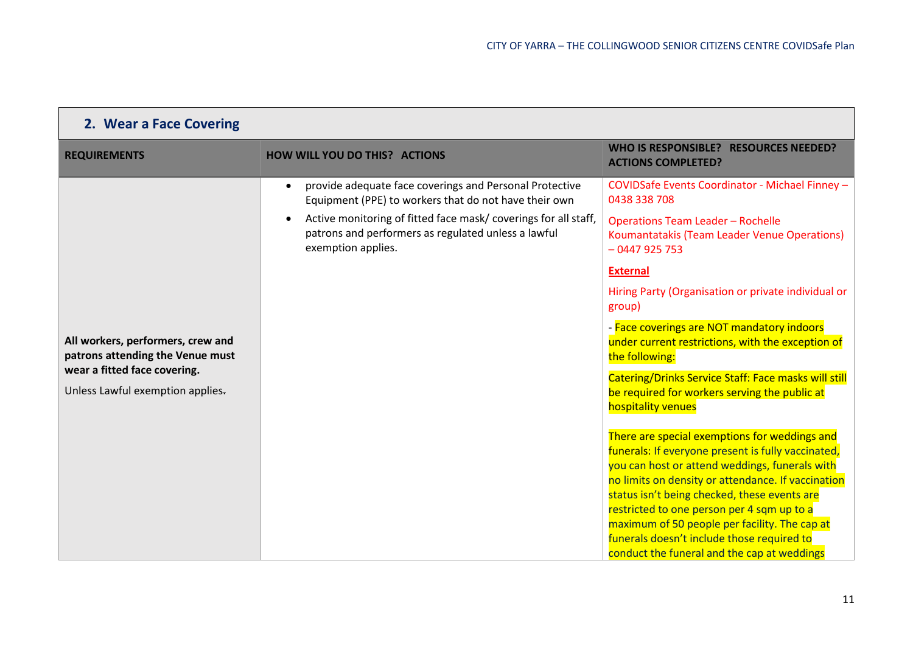## 2. Wear a Face Covering

| REQUIREMENTS | HOW WILL YOU DO THIS? ACTIONS | WHO IS RESPONSIBLE? RESOURCES NEEDED? ACTIONS COMPLETED? |
|---|---|---|
| **All workers, performers, crew and patrons attending the Venue must wear a fitted face covering.**<br><br>Unless Lawful exemption applies. | • provide adequate face coverings and Personal Protective Equipment (PPE) to workers that do not have their own<br>• Active monitoring of fitted face mask/ coverings for all staff, patrons and performers as regulated unless a lawful exemption applies. | COVIDSafe Events Coordinator - Michael Finney – 0438 338 708<br><br>Operations Team Leader – Rochelle Koumantatakis (Team Leader Venue Operations) – 0447 925 753<br><br>**External**<br><br>Hiring Party (Organisation or private individual or group)<br><br>- Face coverings are NOT mandatory indoors under current restrictions, with the exception of the following:<br><br>Catering/Drinks Service Staff: Face masks will still be required for workers serving the public at hospitality venues<br><br>There are special exemptions for weddings and funerals: If everyone present is fully vaccinated, you can host or attend weddings, funerals with no limits on density or attendance. If vaccination status isn't being checked, these events are restricted to one person per 4 sqm up to a maximum of 50 people per facility. The cap at funerals doesn't include those required to conduct the funeral and the cap at weddings |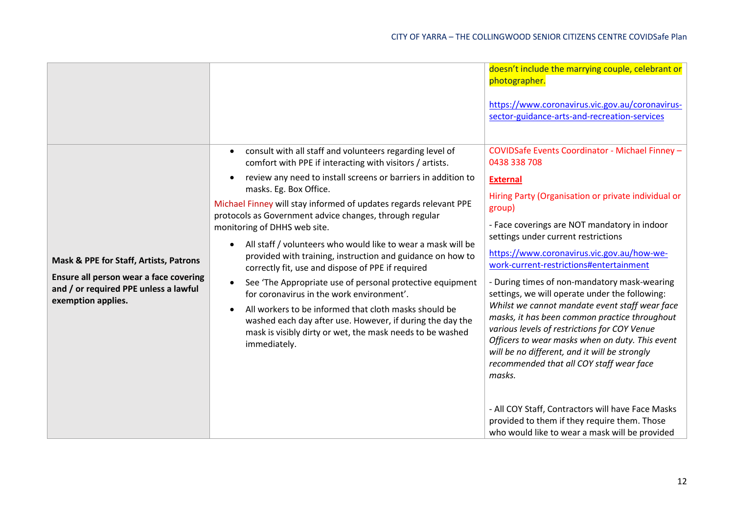| | | |
|---|---|---|
| | | doesn't include the marrying couple, celebrant or photographer.<br><br>https://www.coronavirus.vic.gov.au/coronavirus-sector-guidance-arts-and-recreation-services |
| **Mask & PPE for Staff, Artists, Patrons**<br><br>**Ensure all person wear a face covering and / or required PPE unless a lawful exemption applies.** | • consult with all staff and volunteers regarding level of comfort with PPE if interacting with visitors / artists.<br>• review any need to install screens or barriers in addition to masks. Eg. Box Office.<br><br>Michael Finney will stay informed of updates regards relevant PPE protocols as Government advice changes, through regular monitoring of DHHS web site.<br><br>• All staff / volunteers who would like to wear a mask will be provided with training, instruction and guidance on how to correctly fit, use and dispose of PPE if required<br>• See 'The Appropriate use of personal protective equipment for coronavirus in the work environment'.<br>• All workers to be informed that cloth masks should be washed each day after use. However, if during the day the mask is visibly dirty or wet, the mask needs to be washed immediately. | COVIDSafe Events Coordinator - Michael Finney – 0438 338 708<br><br>**External**<br><br>Hiring Party (Organisation or private individual or group)<br><br>- Face coverings are NOT mandatory in indoor settings under current restrictions<br><br>https://www.coronavirus.vic.gov.au/how-we-work-current-restrictions#entertainment<br><br>- During times of non-mandatory mask-wearing settings, we will operate under the following: *Whilst we cannot mandate event staff wear face masks, it has been common practice throughout various levels of restrictions for COY Venue Officers to wear masks when on duty. This event will be no different, and it will be strongly recommended that all COY staff wear face masks.*<br><br>- All COY Staff, Contractors will have Face Masks provided to them if they require them. Those who would like to wear a mask will be provided |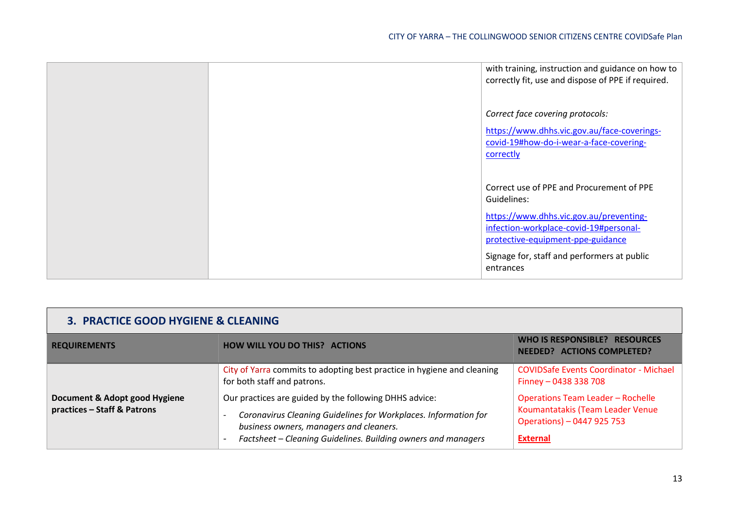| | | |
|---|---|---|
| | | with training, instruction and guidance on how to correctly fit, use and dispose of PPE if required.<br><br>*Correct face covering protocols:*<br><br>https://www.dhhs.vic.gov.au/face-coverings-covid-19#how-do-i-wear-a-face-covering-correctly<br><br>Correct use of PPE and Procurement of PPE Guidelines:<br><br>https://www.dhhs.vic.gov.au/preventing-infection-workplace-covid-19#personal-protective-equipment-ppe-guidance<br><br>Signage for, staff and performers at public entrances |

## 3. PRACTICE GOOD HYGIENE & CLEANING

| REQUIREMENTS | HOW WILL YOU DO THIS? ACTIONS | WHO IS RESPONSIBLE? RESOURCES NEEDED? ACTIONS COMPLETED? |
|---|---|---|
| **Document & Adopt good Hygiene practices – Staff & Patrons** | City of Yarra commits to adopting best practice in hygiene and cleaning for both staff and patrons.<br><br>Our practices are guided by the following DHHS advice:<br><br>- *Coronavirus Cleaning Guidelines for Workplaces. Information for business owners, managers and cleaners.*<br>- *Factsheet – Cleaning Guidelines. Building owners and managers* | COVIDSafe Events Coordinator - Michael Finney – 0438 338 708<br><br>Operations Team Leader – Rochelle Koumantatakis (Team Leader Venue Operations) – 0447 925 753<br><br>**External** |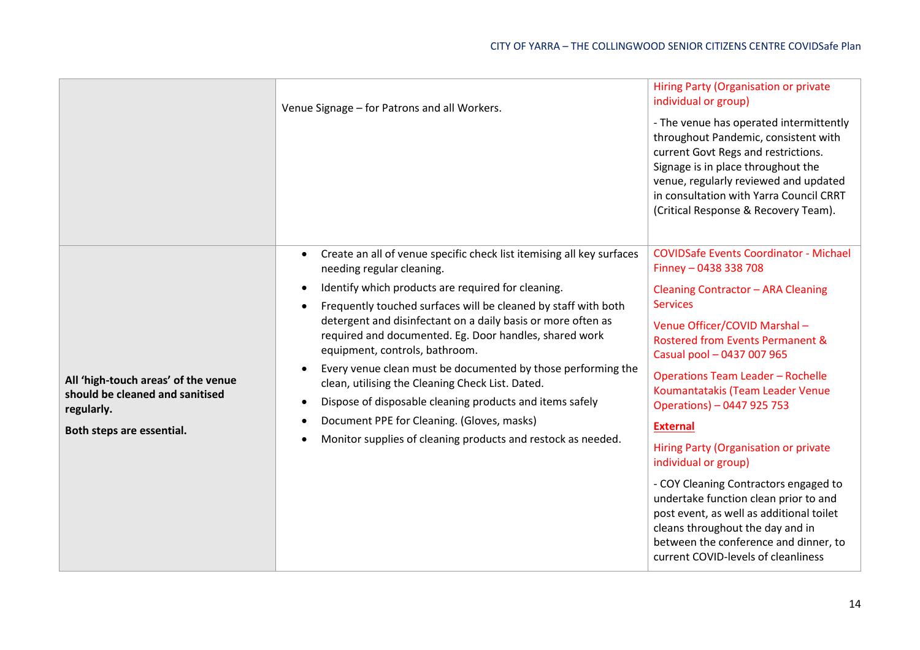| | | |
|---|---|---|
| | Venue Signage – for Patrons and all Workers. | Hiring Party (Organisation or private individual or group)<br><br>- The venue has operated intermittently throughout Pandemic, consistent with current Govt Regs and restrictions. Signage is in place throughout the venue, regularly reviewed and updated in consultation with Yarra Council CRRT (Critical Response & Recovery Team). |
| **All 'high-touch areas' of the venue should be cleaned and sanitised regularly.**<br><br>**Both steps are essential.** | • Create an all of venue specific check list itemising all key surfaces needing regular cleaning.<br>• Identify which products are required for cleaning.<br>• Frequently touched surfaces will be cleaned by staff with both detergent and disinfectant on a daily basis or more often as required and documented. Eg. Door handles, shared work equipment, controls, bathroom.<br>• Every venue clean must be documented by those performing the clean, utilising the Cleaning Check List. Dated.<br>• Dispose of disposable cleaning products and items safely<br>• Document PPE for Cleaning. (Gloves, masks)<br>• Monitor supplies of cleaning products and restock as needed. | COVIDSafe Events Coordinator - Michael Finney – 0438 338 708<br><br>Cleaning Contractor – ARA Cleaning Services<br><br>Venue Officer/COVID Marshal – Rostered from Events Permanent & Casual pool – 0437 007 965<br><br>Operations Team Leader – Rochelle Koumantatakis (Team Leader Venue Operations) – 0447 925 753<br><br>**External**<br><br>Hiring Party (Organisation or private individual or group)<br><br>- COY Cleaning Contractors engaged to undertake function clean prior to and post event, as well as additional toilet cleans throughout the day and in between the conference and dinner, to current COVID-levels of cleanliness |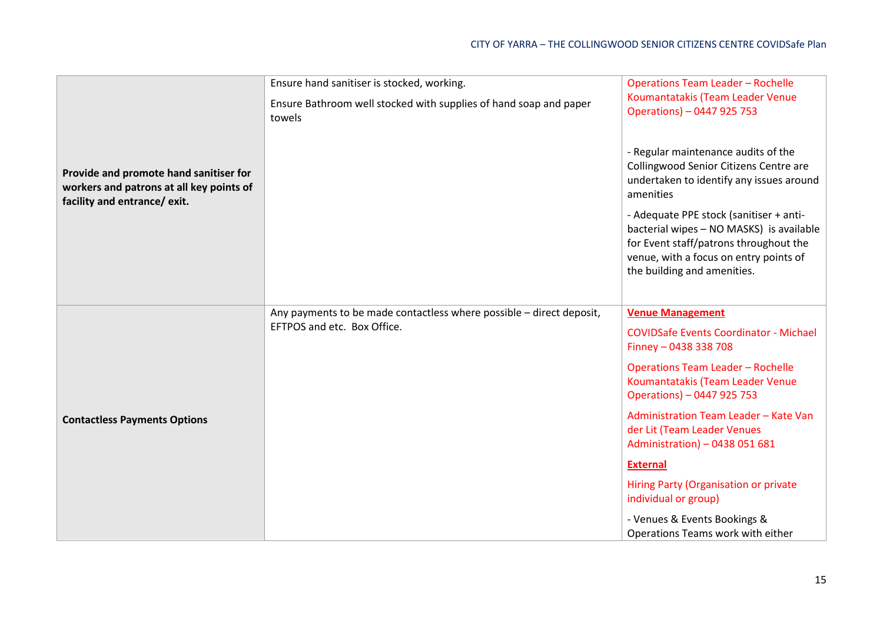| | | |
|---|---|---|
| **Provide and promote hand sanitiser for workers and patrons at all key points of facility and entrance/ exit.** | Ensure hand sanitiser is stocked, working.<br><br>Ensure Bathroom well stocked with supplies of hand soap and paper towels | Operations Team Leader – Rochelle Koumantatakis (Team Leader Venue Operations) – 0447 925 753<br><br>- Regular maintenance audits of the Collingwood Senior Citizens Centre are undertaken to identify any issues around amenities<br><br>- Adequate PPE stock (sanitiser + anti-bacterial wipes – NO MASKS) is available for Event staff/patrons throughout the venue, with a focus on entry points of the building and amenities. |
| **Contactless Payments Options** | Any payments to be made contactless where possible – direct deposit, EFTPOS and etc. Box Office. | **Venue Management**<br><br>COVIDSafe Events Coordinator - Michael Finney – 0438 338 708<br><br>Operations Team Leader – Rochelle Koumantatakis (Team Leader Venue Operations) – 0447 925 753<br><br>Administration Team Leader – Kate Van der Lit (Team Leader Venues Administration) – 0438 051 681<br><br>**External**<br><br>Hiring Party (Organisation or private individual or group)<br><br>- Venues & Events Bookings & Operations Teams work with either |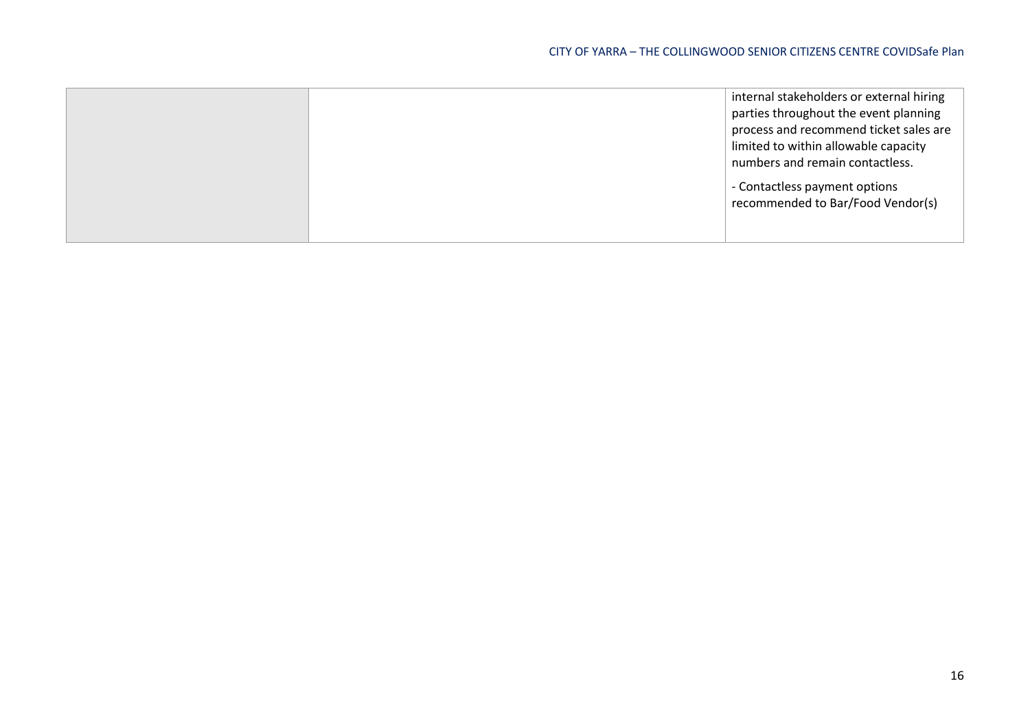| | | |
|---|---|---|
| | | internal stakeholders or external hiring parties throughout the event planning process and recommend ticket sales are limited to within allowable capacity numbers and remain contactless.<br><br>- Contactless payment options recommended to Bar/Food Vendor(s) |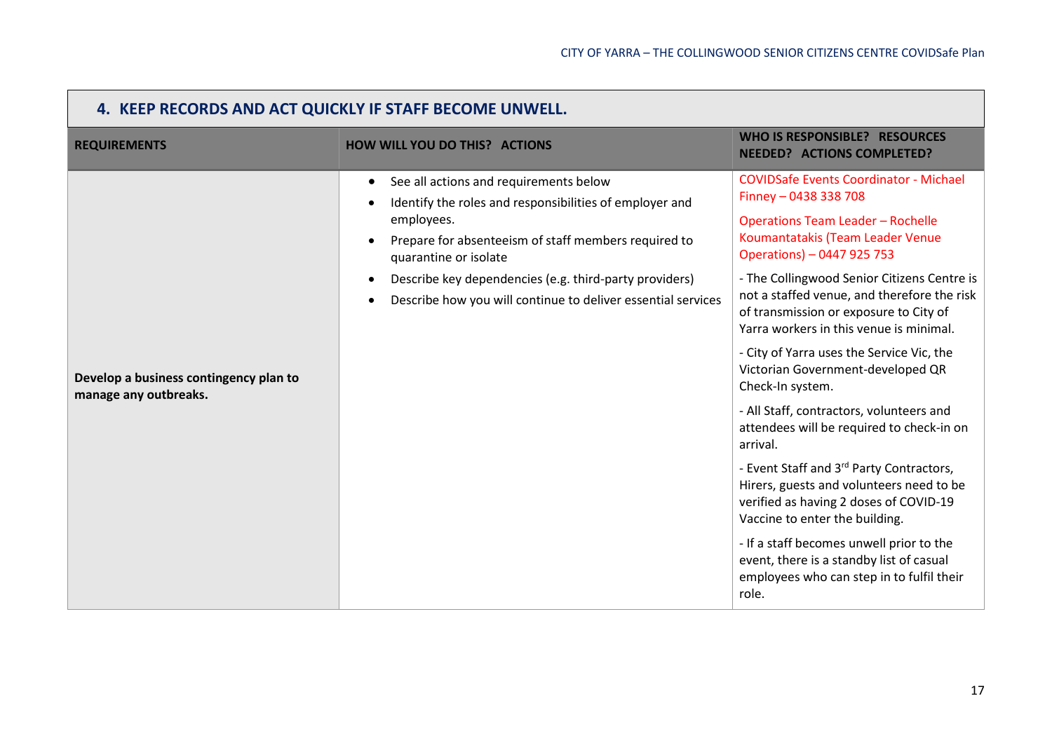## 4. KEEP RECORDS AND ACT QUICKLY IF STAFF BECOME UNWELL.

| REQUIREMENTS | HOW WILL YOU DO THIS? ACTIONS | WHO IS RESPONSIBLE? RESOURCES NEEDED? ACTIONS COMPLETED? |
|---|---|---|
| **Develop a business contingency plan to manage any outbreaks.** | • See all actions and requirements below<br>• Identify the roles and responsibilities of employer and employees.<br>• Prepare for absenteeism of staff members required to quarantine or isolate<br>• Describe key dependencies (e.g. third-party providers)<br>• Describe how you will continue to deliver essential services | COVIDSafe Events Coordinator - Michael Finney – 0438 338 708<br><br>Operations Team Leader – Rochelle Koumantatakis (Team Leader Venue Operations) – 0447 925 753<br><br>- The Collingwood Senior Citizens Centre is not a staffed venue, and therefore the risk of transmission or exposure to City of Yarra workers in this venue is minimal.<br><br>- City of Yarra uses the Service Vic, the Victorian Government-developed QR Check-In system.<br><br>- All Staff, contractors, volunteers and attendees will be required to check-in on arrival.<br><br>- Event Staff and 3rd Party Contractors, Hirers, guests and volunteers need to be verified as having 2 doses of COVID-19 Vaccine to enter the building.<br><br>- If a staff becomes unwell prior to the event, there is a standby list of casual employees who can step in to fulfil their role. |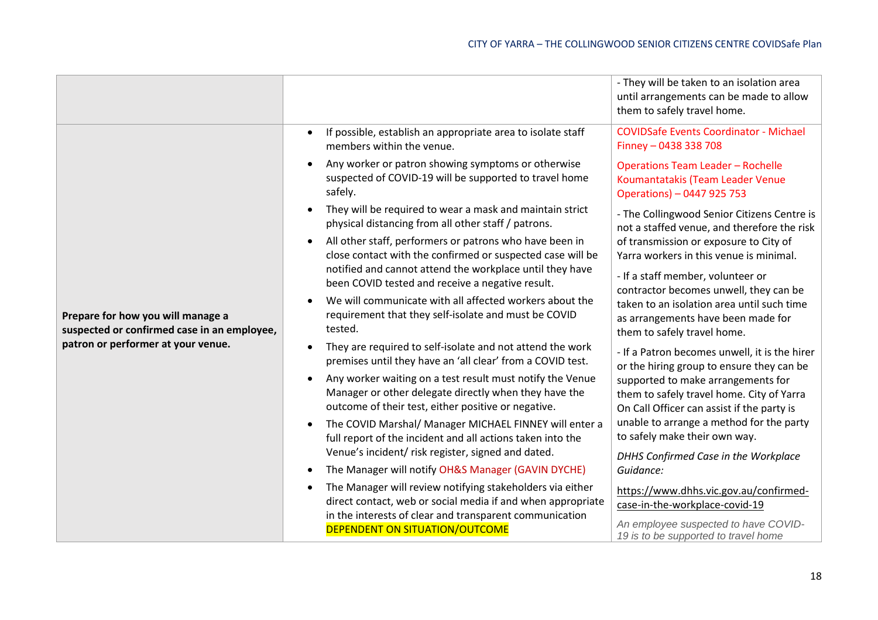| | | |
|---|---|---|
| | | - They will be taken to an isolation area until arrangements can be made to allow them to safely travel home. |
| **Prepare for how you will manage a suspected or confirmed case in an employee, patron or performer at your venue.** | • If possible, establish an appropriate area to isolate staff members within the venue.<br>• Any worker or patron showing symptoms or otherwise suspected of COVID-19 will be supported to travel home safely.<br>• They will be required to wear a mask and maintain strict physical distancing from all other staff / patrons.<br>• All other staff, performers or patrons who have been in close contact with the confirmed or suspected case will be notified and cannot attend the workplace until they have been COVID tested and receive a negative result.<br>• We will communicate with all affected workers about the requirement that they self-isolate and must be COVID tested.<br>• They are required to self-isolate and not attend the work premises until they have an 'all clear' from a COVID test.<br>• Any worker waiting on a test result must notify the Venue Manager or other delegate directly when they have the outcome of their test, either positive or negative.<br>• The COVID Marshal/ Manager MICHAEL FINNEY will enter a full report of the incident and all actions taken into the Venue's incident/ risk register, signed and dated.<br>• The Manager will notify OH&S Manager (GAVIN DYCHE)<br>• The Manager will review notifying stakeholders via either direct contact, web or social media if and when appropriate in the interests of clear and transparent communication DEPENDENT ON SITUATION/OUTCOME | COVIDSafe Events Coordinator - Michael Finney – 0438 338 708<br><br>Operations Team Leader – Rochelle Koumantatakis (Team Leader Venue Operations) – 0447 925 753<br><br>- The Collingwood Senior Citizens Centre is not a staffed venue, and therefore the risk of transmission or exposure to City of Yarra workers in this venue is minimal.<br><br>- If a staff member, volunteer or contractor becomes unwell, they can be taken to an isolation area until such time as arrangements have been made for them to safely travel home.<br><br>- If a Patron becomes unwell, it is the hirer or the hiring group to ensure they can be supported to make arrangements for them to safely travel home. City of Yarra On Call Officer can assist if the party is unable to arrange a method for the party to safely make their own way.<br><br>*DHHS Confirmed Case in the Workplace Guidance:*<br><br>https://www.dhhs.vic.gov.au/confirmed-case-in-the-workplace-covid-19<br><br>*An employee suspected to have COVID-19 is to be supported to travel home* |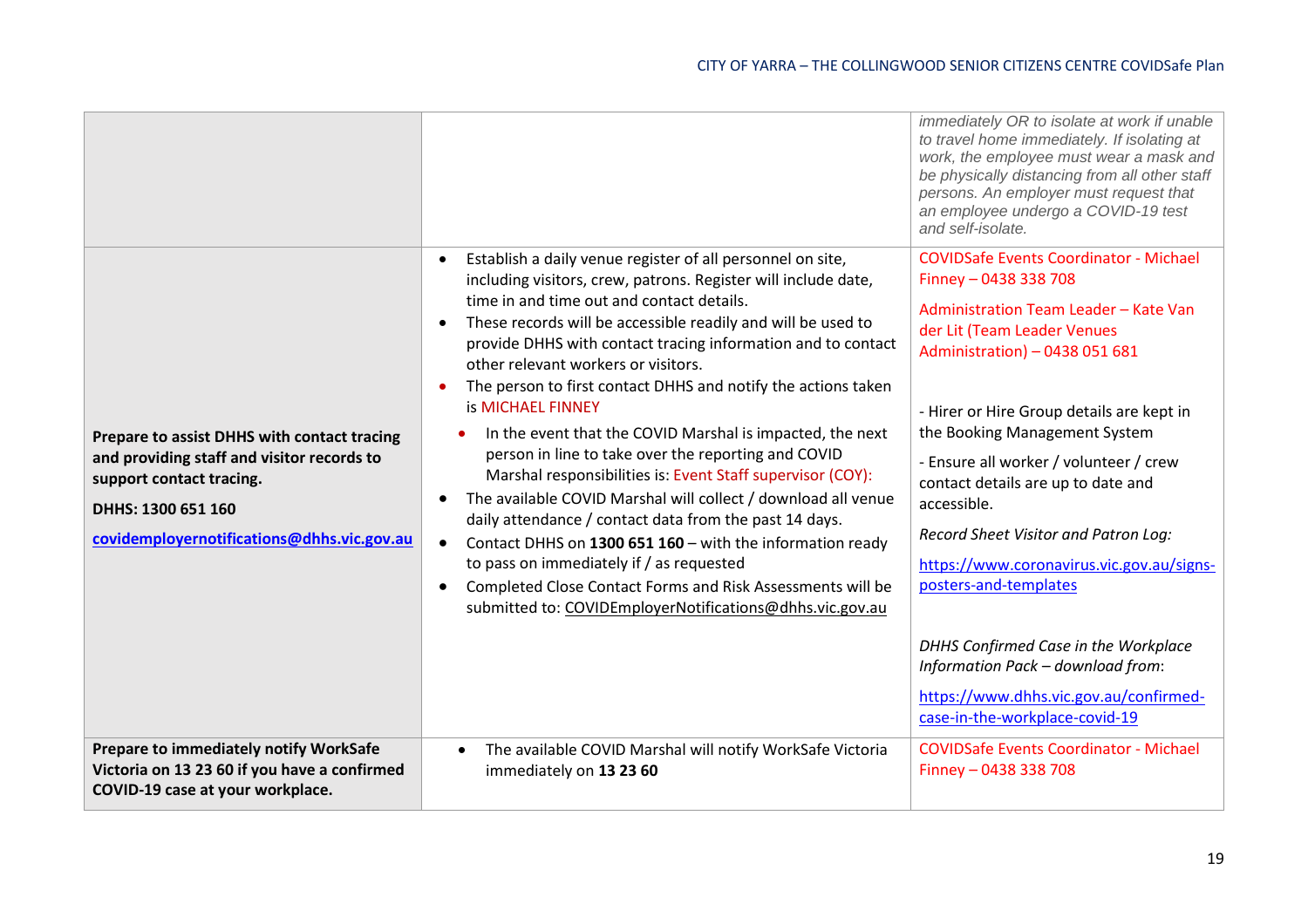| | | |
|---|---|---|
| | | *immediately OR to isolate at work if unable to travel home immediately. If isolating at work, the employee must wear a mask and be physically distancing from all other staff persons. An employer must request that an employee undergo a COVID-19 test and self-isolate.* |
| **Prepare to assist DHHS with contact tracing and providing staff and visitor records to support contact tracing.**<br><br>**DHHS: 1300 651 160**<br><br>**covidemployernotifications@dhhs.vic.gov.au** | • Establish a daily venue register of all personnel on site, including visitors, crew, patrons. Register will include date, time in and time out and contact details.<br>• These records will be accessible readily and will be used to provide DHHS with contact tracing information and to contact other relevant workers or visitors.<br>• The person to first contact DHHS and notify the actions taken is MICHAEL FINNEY<br>• In the event that the COVID Marshal is impacted, the next person in line to take over the reporting and COVID Marshal responsibilities is: Event Staff supervisor (COY):<br>• The available COVID Marshal will collect / download all venue daily attendance / contact data from the past 14 days.<br>• Contact DHHS on **1300 651 160** – with the information ready to pass on immediately if / as requested<br>• Completed Close Contact Forms and Risk Assessments will be submitted to: COVIDEmployerNotifications@dhhs.vic.gov.au | COVIDSafe Events Coordinator - Michael Finney – 0438 338 708<br><br>Administration Team Leader – Kate Van der Lit (Team Leader Venues Administration) – 0438 051 681<br><br>- Hirer or Hire Group details are kept in the Booking Management System<br><br>- Ensure all worker / volunteer / crew contact details are up to date and accessible.<br><br>*Record Sheet Visitor and Patron Log:*<br><br>https://www.coronavirus.vic.gov.au/signs-posters-and-templates<br><br>*DHHS Confirmed Case in the Workplace Information Pack – download from*:<br><br>https://www.dhhs.vic.gov.au/confirmed-case-in-the-workplace-covid-19 |
| **Prepare to immediately notify WorkSafe Victoria on 13 23 60 if you have a confirmed COVID-19 case at your workplace.** | • The available COVID Marshal will notify WorkSafe Victoria immediately on **13 23 60** | COVIDSafe Events Coordinator - Michael Finney – 0438 338 708 |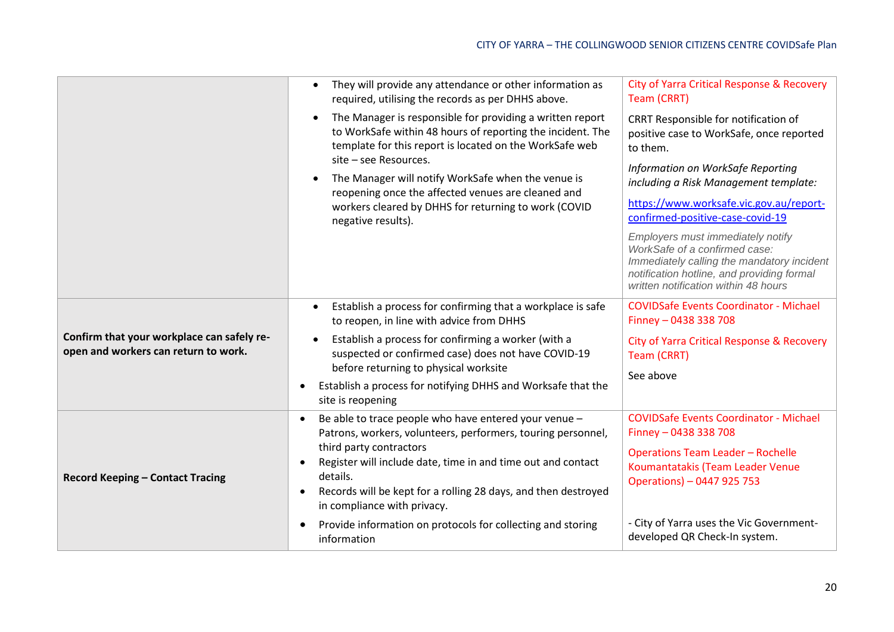| | | |
|---|---|---|
| | • They will provide any attendance or other information as required, utilising the records as per DHHS above.<br>• The Manager is responsible for providing a written report to WorkSafe within 48 hours of reporting the incident. The template for this report is located on the WorkSafe web site – see Resources.<br>• The Manager will notify WorkSafe when the venue is reopening once the affected venues are cleaned and workers cleared by DHHS for returning to work (COVID negative results). | City of Yarra Critical Response & Recovery Team (CRRT)<br>CRRT Responsible for notification of positive case to WorkSafe, once reported to them.<br>*Information on WorkSafe Reporting including a Risk Management template:*<br>https://www.worksafe.vic.gov.au/report-confirmed-positive-case-covid-19<br>*Employers must immediately notify WorkSafe of a confirmed case: Immediately calling the mandatory incident notification hotline, and providing formal written notification within 48 hours* |
| **Confirm that your workplace can safely re-open and workers can return to work.** | • Establish a process for confirming that a workplace is safe to reopen, in line with advice from DHHS<br>• Establish a process for confirming a worker (with a suspected or confirmed case) does not have COVID-19 before returning to physical worksite<br>• Establish a process for notifying DHHS and Worksafe that the site is reopening | COVIDSafe Events Coordinator - Michael Finney – 0438 338 708<br>City of Yarra Critical Response & Recovery Team (CRRT)<br>See above |
| **Record Keeping – Contact Tracing** | • Be able to trace people who have entered your venue – Patrons, workers, volunteers, performers, touring personnel, third party contractors<br>• Register will include date, time in and time out and contact details.<br>• Records will be kept for a rolling 28 days, and then destroyed in compliance with privacy.<br>• Provide information on protocols for collecting and storing information | COVIDSafe Events Coordinator - Michael Finney – 0438 338 708<br>Operations Team Leader – Rochelle Koumantatakis (Team Leader Venue Operations) – 0447 925 753<br>- City of Yarra uses the Vic Government-developed QR Check-In system. |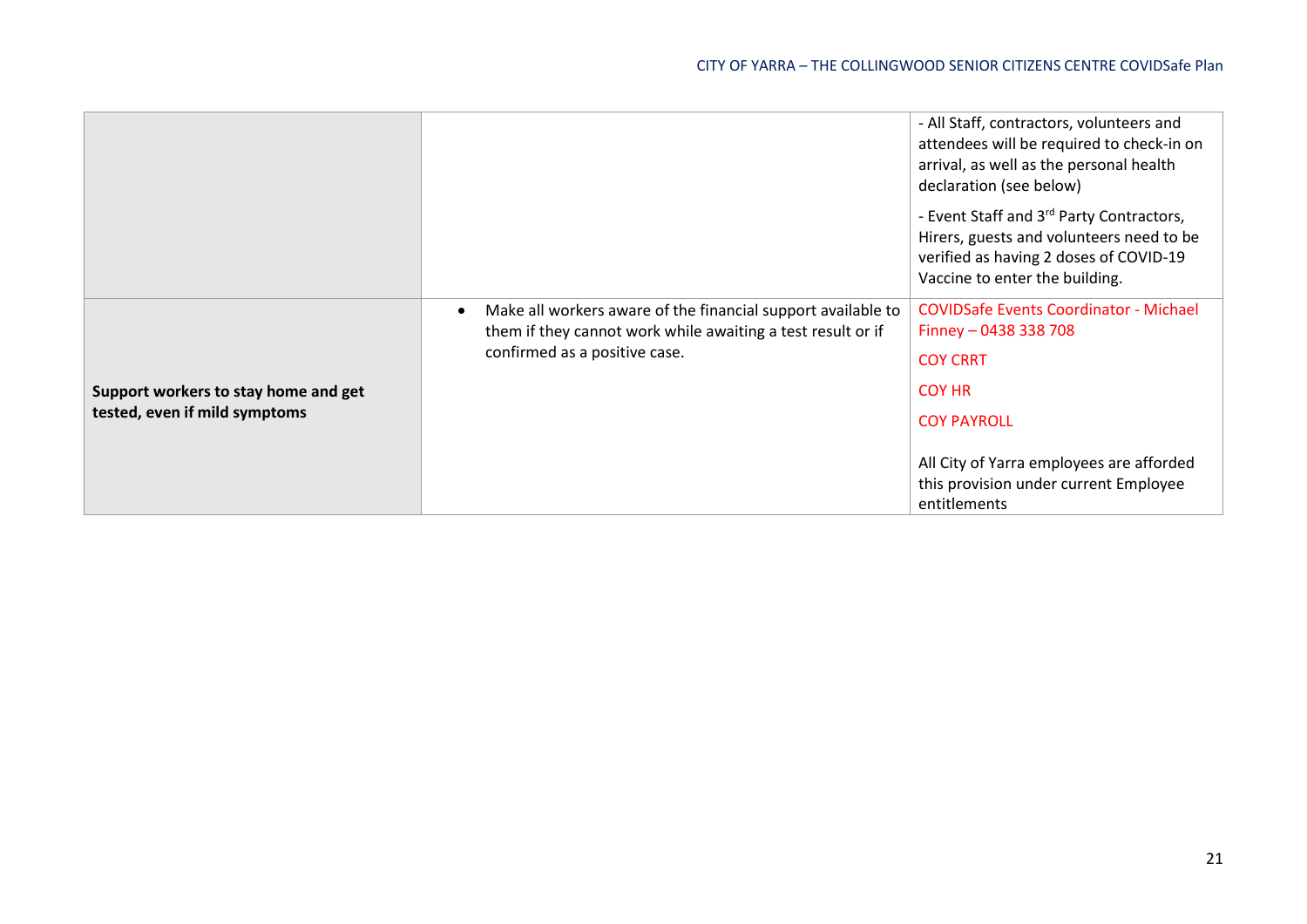| | | |
|---|---|---|
| | | - All Staff, contractors, volunteers and attendees will be required to check-in on arrival, as well as the personal health declaration (see below)<br><br>- Event Staff and 3rd Party Contractors, Hirers, guests and volunteers need to be verified as having 2 doses of COVID-19 Vaccine to enter the building. |
| **Support workers to stay home and get tested, even if mild symptoms** | • Make all workers aware of the financial support available to them if they cannot work while awaiting a test result or if confirmed as a positive case. | COVIDSafe Events Coordinator - Michael Finney – 0438 338 708<br><br>COY CRRT<br><br>COY HR<br><br>COY PAYROLL<br><br>All City of Yarra employees are afforded this provision under current Employee entitlements |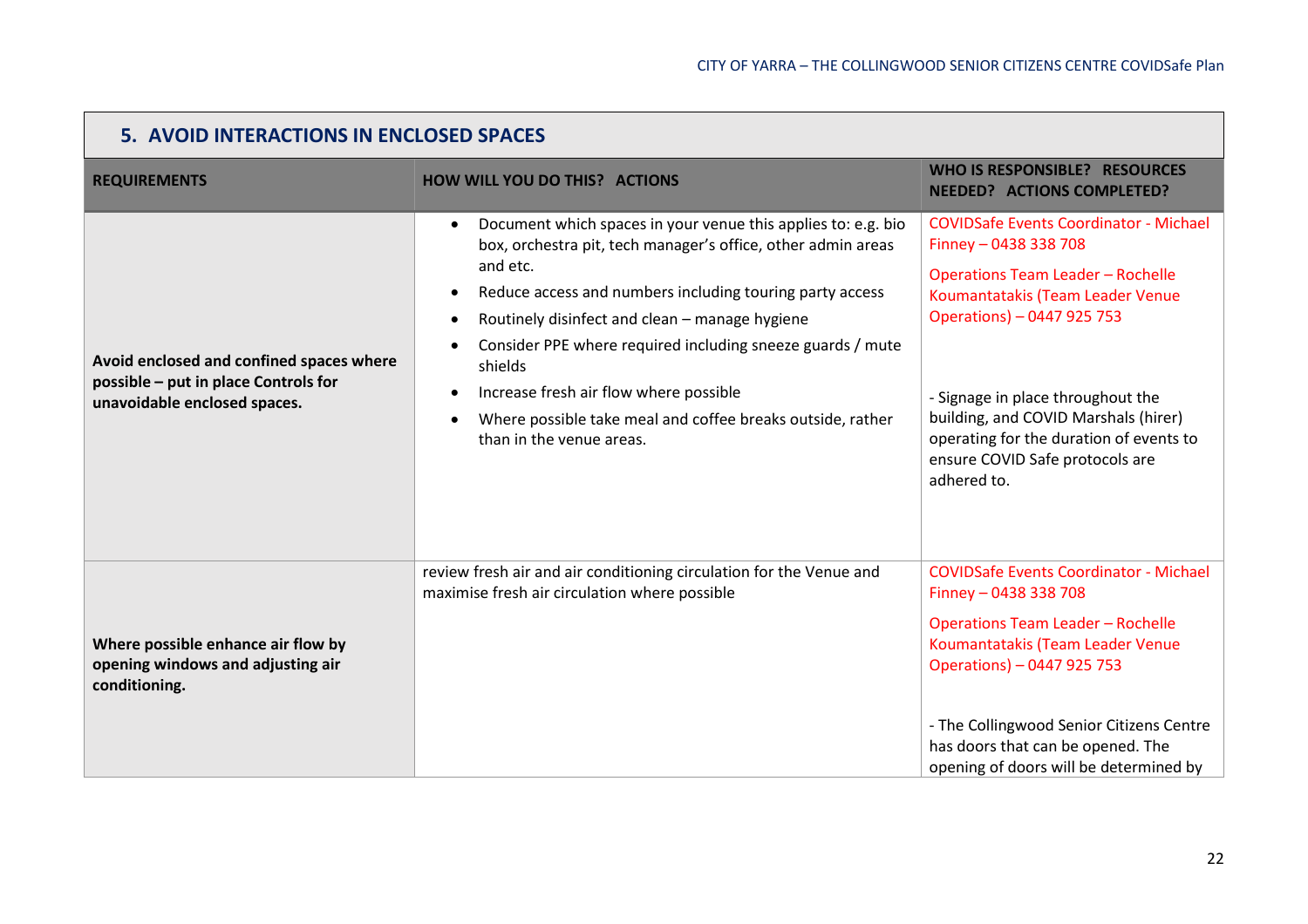## 5. AVOID INTERACTIONS IN ENCLOSED SPACES

| REQUIREMENTS | HOW WILL YOU DO THIS? ACTIONS | WHO IS RESPONSIBLE? RESOURCES NEEDED? ACTIONS COMPLETED? |
|---|---|---|
| **Avoid enclosed and confined spaces where possible – put in place Controls for unavoidable enclosed spaces.** | • Document which spaces in your venue this applies to: e.g. bio box, orchestra pit, tech manager's office, other admin areas and etc.<br>• Reduce access and numbers including touring party access<br>• Routinely disinfect and clean – manage hygiene<br>• Consider PPE where required including sneeze guards / mute shields<br>• Increase fresh air flow where possible<br>• Where possible take meal and coffee breaks outside, rather than in the venue areas. | COVIDSafe Events Coordinator - Michael Finney – 0438 338 708<br>Operations Team Leader – Rochelle Koumantatakis (Team Leader Venue Operations) – 0447 925 753<br><br>- Signage in place throughout the building, and COVID Marshals (hirer) operating for the duration of events to ensure COVID Safe protocols are adhered to. |
| **Where possible enhance air flow by opening windows and adjusting air conditioning.** | review fresh air and air conditioning circulation for the Venue and maximise fresh air circulation where possible | COVIDSafe Events Coordinator - Michael Finney – 0438 338 708<br>Operations Team Leader – Rochelle Koumantatakis (Team Leader Venue Operations) – 0447 925 753<br><br>- The Collingwood Senior Citizens Centre has doors that can be opened. The opening of doors will be determined by |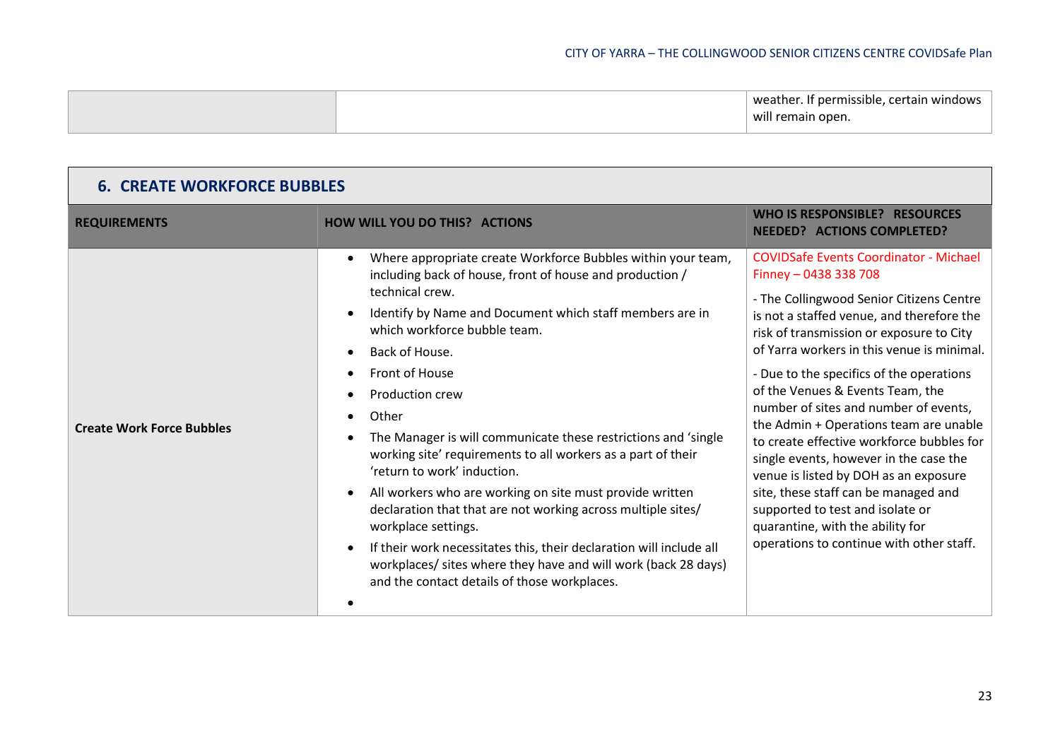| | | weather. If permissible, certain windows will remain open. |
|---|---|---|

## 6. CREATE WORKFORCE BUBBLES

| REQUIREMENTS | HOW WILL YOU DO THIS? ACTIONS | WHO IS RESPONSIBLE? RESOURCES NEEDED? ACTIONS COMPLETED? |
|---|---|---|
| **Create Work Force Bubbles** | • Where appropriate create Workforce Bubbles within your team, including back of house, front of house and production / technical crew.<br>• Identify by Name and Document which staff members are in which workforce bubble team.<br>• Back of House.<br>• Front of House<br>• Production crew<br>• Other<br>• The Manager is will communicate these restrictions and 'single working site' requirements to all workers as a part of their 'return to work' induction.<br>• All workers who are working on site must provide written declaration that that are not working across multiple sites/ workplace settings.<br>• If their work necessitates this, their declaration will include all workplaces/ sites where they have and will work (back 28 days) and the contact details of those workplaces.<br>• | COVIDSafe Events Coordinator - Michael Finney – 0438 338 708<br>- The Collingwood Senior Citizens Centre is not a staffed venue, and therefore the risk of transmission or exposure to City of Yarra workers in this venue is minimal.<br>- Due to the specifics of the operations of the Venues & Events Team, the number of sites and number of events, the Admin + Operations team are unable to create effective workforce bubbles for single events, however in the case the venue is listed by DOH as an exposure site, these staff can be managed and supported to test and isolate or quarantine, with the ability for operations to continue with other staff. |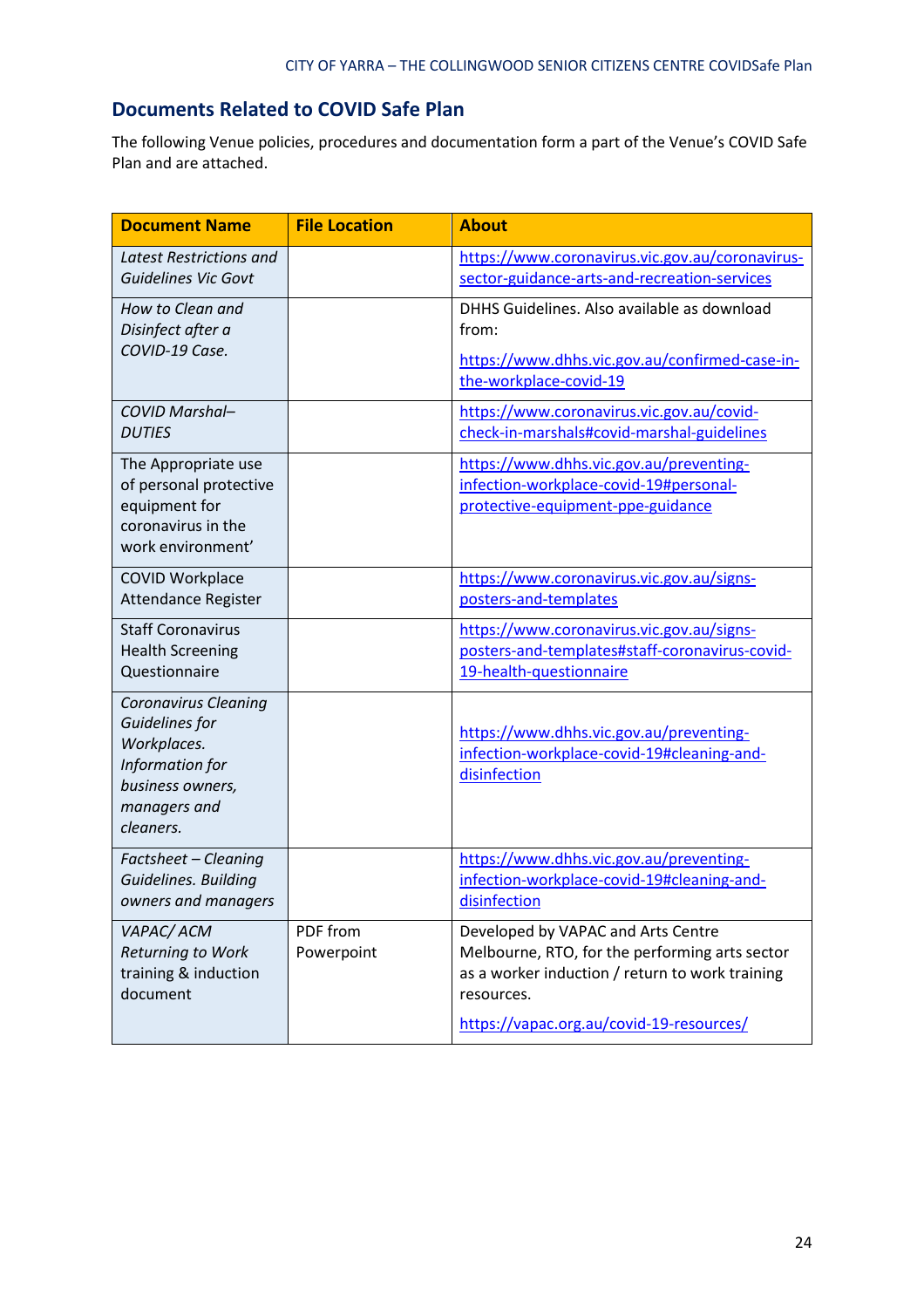## Documents Related to COVID Safe Plan

The following Venue policies, procedures and documentation form a part of the Venue's COVID Safe Plan and are attached.

| Document Name | File Location | About |
|---|---|---|
| *Latest Restrictions and Guidelines Vic Govt* | | https://www.coronavirus.vic.gov.au/coronavirus-sector-guidance-arts-and-recreation-services |
| *How to Clean and Disinfect after a COVID-19 Case.* | | DHHS Guidelines. Also available as download from: https://www.dhhs.vic.gov.au/confirmed-case-in-the-workplace-covid-19 |
| *COVID Marshal– DUTIES* | | https://www.coronavirus.vic.gov.au/covid-check-in-marshals#covid-marshal-guidelines |
| The Appropriate use of personal protective equipment for coronavirus in the work environment' | | https://www.dhhs.vic.gov.au/preventing-infection-workplace-covid-19#personal-protective-equipment-ppe-guidance |
| COVID Workplace Attendance Register | | https://www.coronavirus.vic.gov.au/signs-posters-and-templates |
| Staff Coronavirus Health Screening Questionnaire | | https://www.coronavirus.vic.gov.au/signs-posters-and-templates#staff-coronavirus-covid-19-health-questionnaire |
| *Coronavirus Cleaning Guidelines for Workplaces. Information for business owners, managers and cleaners.* | | https://www.dhhs.vic.gov.au/preventing-infection-workplace-covid-19#cleaning-and-disinfection |
| *Factsheet – Cleaning Guidelines. Building owners and managers* | | https://www.dhhs.vic.gov.au/preventing-infection-workplace-covid-19#cleaning-and-disinfection |
| *VAPAC/ ACM Returning to Work* training & induction document | PDF from Powerpoint | Developed by VAPAC and Arts Centre Melbourne, RTO, for the performing arts sector as a worker induction / return to work training resources. https://vapac.org.au/covid-19-resources/ |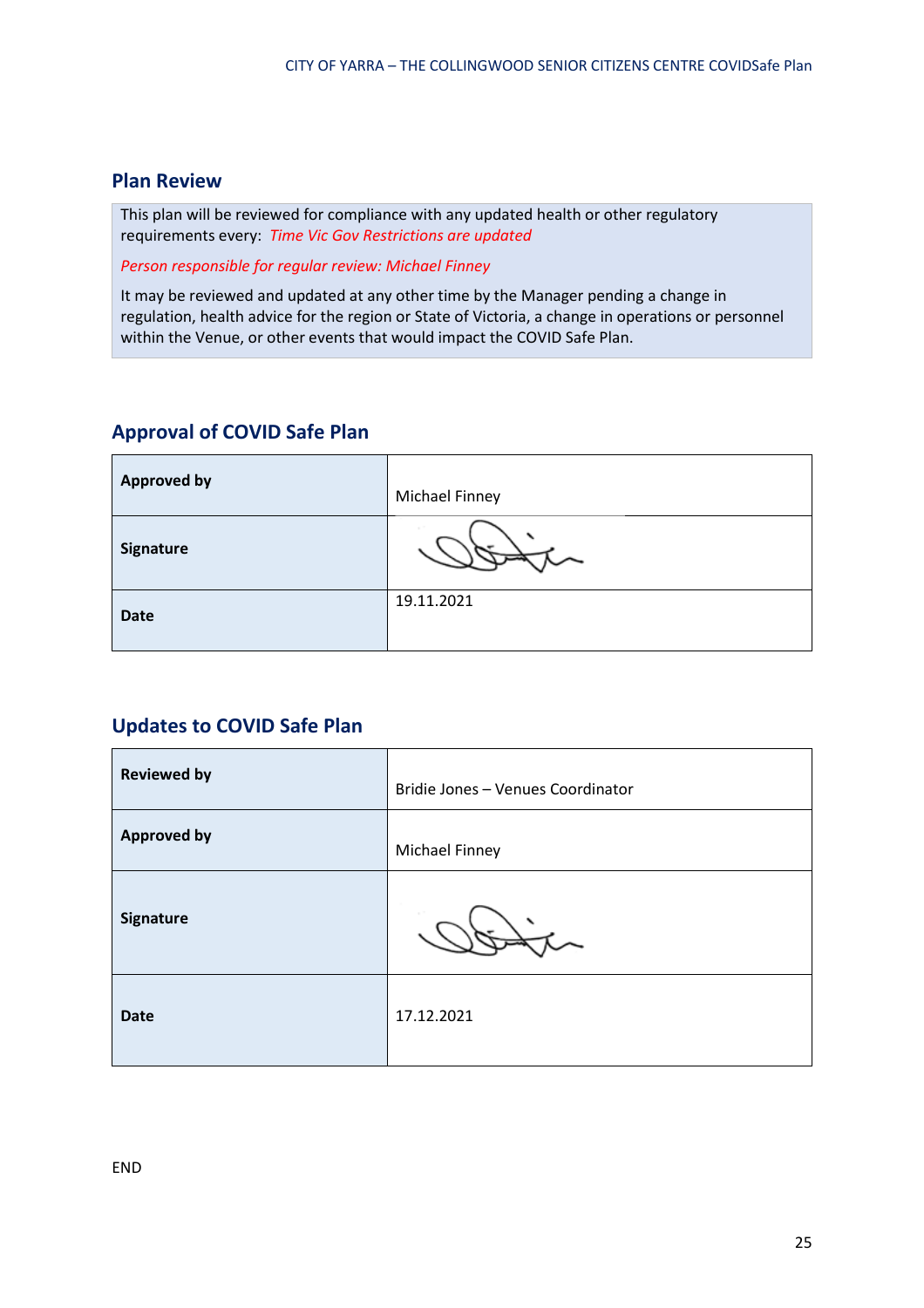## Plan Review

This plan will be reviewed for compliance with any updated health or other regulatory requirements every: *Time Vic Gov Restrictions are updated*

*Person responsible for regular review: Michael Finney*

It may be reviewed and updated at any other time by the Manager pending a change in regulation, health advice for the region or State of Victoria, a change in operations or personnel within the Venue, or other events that would impact the COVID Safe Plan.

## Approval of COVID Safe Plan

| | |
|---|---|
| **Approved by** | Michael Finney |
| **Signature** | |
| **Date** | 19.11.2021 |

## Updates to COVID Safe Plan

| | |
|---|---|
| **Reviewed by** | Bridie Jones – Venues Coordinator |
| **Approved by** | Michael Finney |
| **Signature** | |
| **Date** | 17.12.2021 |

END